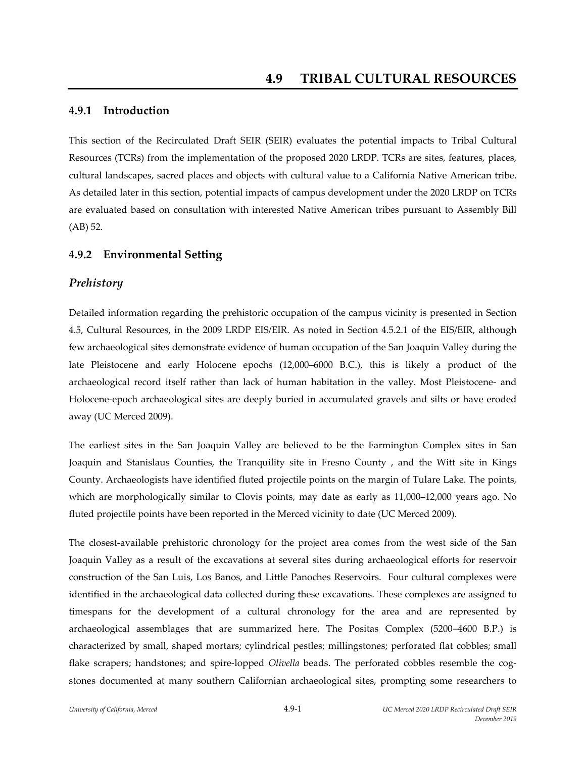# 4.9 TRIBAL CULTURAL RESOURCES

## 4.9.1 Introduction

This section of the Recirculated Draft SEIR (SEIR) evaluates the potential impacts to Tribal Cultural Resources (TCRs) from the implementation of the proposed 2020 LRDP. TCRs are sites, features, places, cultural landscapes, sacred places and objects with cultural value to a California Native American tribe. As detailed later in this section, potential impacts of campus development under the 2020 LRDP on TCRs are evaluated based on consultation with interested Native American tribes pursuant to Assembly Bill (AB) 52.

## 4.9.2 Environmental Setting

### *Prehistory*

Detailed information regarding the prehistoric occupation of the campus vicinity is presented in Section 4.5, Cultural Resources, in the 2009 LRDP EIS/EIR. As noted in Section 4.5.2.1 of the EIS/EIR, although few archaeological sites demonstrate evidence of human occupation of the San Joaquin Valley during the late Pleistocene and early Holocene epochs (12,000–6000 B.C.), this is likely a product of the archaeological record itself rather than lack of human habitation in the valley. Most Pleistocene- and Holocene-epoch archaeological sites are deeply buried in accumulated gravels and silts or have eroded away (UC Merced 2009).

The earliest sites in the San Joaquin Valley are believed to be the Farmington Complex sites in San Joaquin and Stanislaus Counties, the Tranquility site in Fresno County , and the Witt site in Kings County. Archaeologists have identified fluted projectile points on the margin of Tulare Lake. The points, which are morphologically similar to Clovis points, may date as early as 11,000–12,000 years ago. No fluted projectile points have been reported in the Merced vicinity to date (UC Merced 2009).

The closest-available prehistoric chronology for the project area comes from the west side of the San Joaquin Valley as a result of the excavations at several sites during archaeological efforts for reservoir construction of the San Luis, Los Banos, and Little Panoches Reservoirs. Four cultural complexes were identified in the archaeological data collected during these excavations. These complexes are assigned to timespans for the development of a cultural chronology for the area and are represented by archaeological assemblages that are summarized here. The Positas Complex (5200–4600 B.P.) is characterized by small, shaped mortars; cylindrical pestles; millingstones; perforated flat cobbles; small flake scrapers; handstones; and spire-lopped *Olivella* beads. The perforated cobbles resemble the cog-stones documented at many southern Californian archaeological sites, prompting some researchers to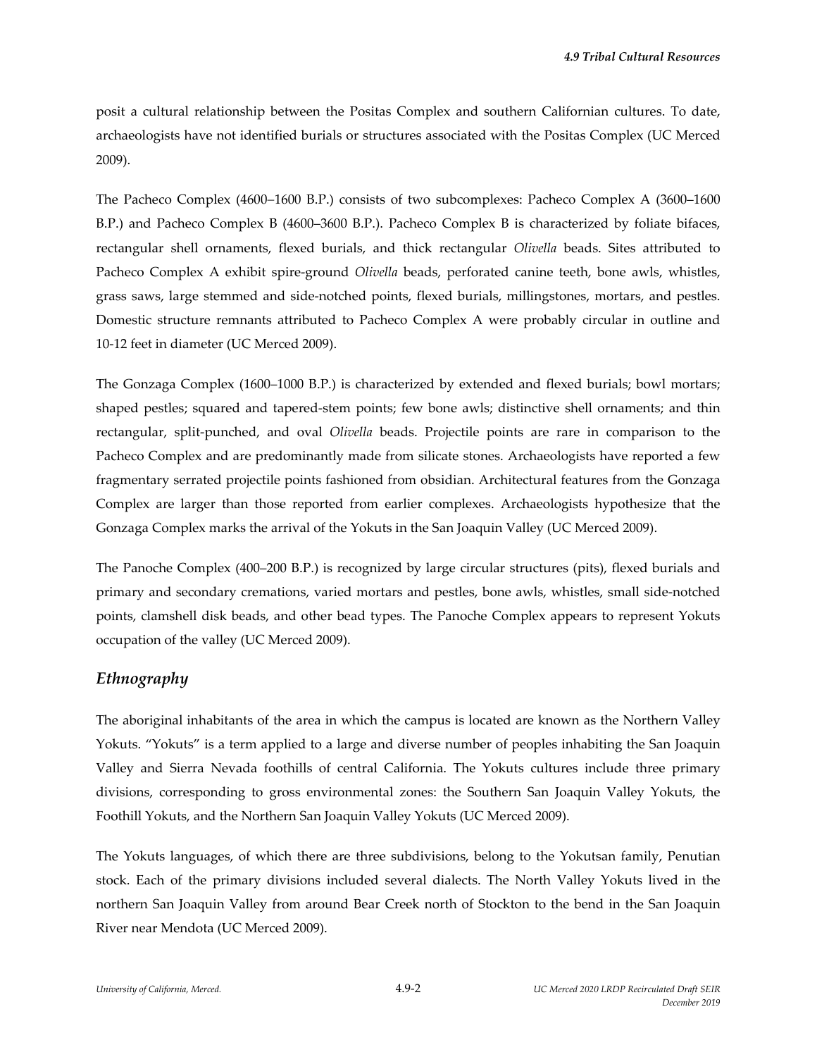posit a cultural relationship between the Positas Complex and southern Californian cultures. To date, archaeologists have not identified burials or structures associated with the Positas Complex (UC Merced 2009).

The Pacheco Complex (4600–1600 B.P.) consists of two subcomplexes: Pacheco Complex A (3600–1600 B.P.) and Pacheco Complex B (4600–3600 B.P.). Pacheco Complex B is characterized by foliate bifaces, rectangular shell ornaments, flexed burials, and thick rectangular *Olivella* beads. Sites attributed to Pacheco Complex A exhibit spire-ground *Olivella* beads, perforated canine teeth, bone awls, whistles, grass saws, large stemmed and side-notched points, flexed burials, millingstones, mortars, and pestles. Domestic structure remnants attributed to Pacheco Complex A were probably circular in outline and 10-12 feet in diameter (UC Merced 2009).

The Gonzaga Complex (1600–1000 B.P.) is characterized by extended and flexed burials; bowl mortars; shaped pestles; squared and tapered-stem points; few bone awls; distinctive shell ornaments; and thin rectangular, split-punched, and oval *Olivella* beads. Projectile points are rare in comparison to the Pacheco Complex and are predominantly made from silicate stones. Archaeologists have reported a few fragmentary serrated projectile points fashioned from obsidian. Architectural features from the Gonzaga Complex are larger than those reported from earlier complexes. Archaeologists hypothesize that the Gonzaga Complex marks the arrival of the Yokuts in the San Joaquin Valley (UC Merced 2009).

The Panoche Complex (400–200 B.P.) is recognized by large circular structures (pits), flexed burials and primary and secondary cremations, varied mortars and pestles, bone awls, whistles, small side-notched points, clamshell disk beads, and other bead types. The Panoche Complex appears to represent Yokuts occupation of the valley (UC Merced 2009).

## *Ethnography*

The aboriginal inhabitants of the area in which the campus is located are known as the Northern Valley Yokuts. "Yokuts" is a term applied to a large and diverse number of peoples inhabiting the San Joaquin Valley and Sierra Nevada foothills of central California. The Yokuts cultures include three primary divisions, corresponding to gross environmental zones: the Southern San Joaquin Valley Yokuts, the Foothill Yokuts, and the Northern San Joaquin Valley Yokuts (UC Merced 2009).

The Yokuts languages, of which there are three subdivisions, belong to the Yokutsan family, Penutian stock. Each of the primary divisions included several dialects. The North Valley Yokuts lived in the northern San Joaquin Valley from around Bear Creek north of Stockton to the bend in the San Joaquin River near Mendota (UC Merced 2009).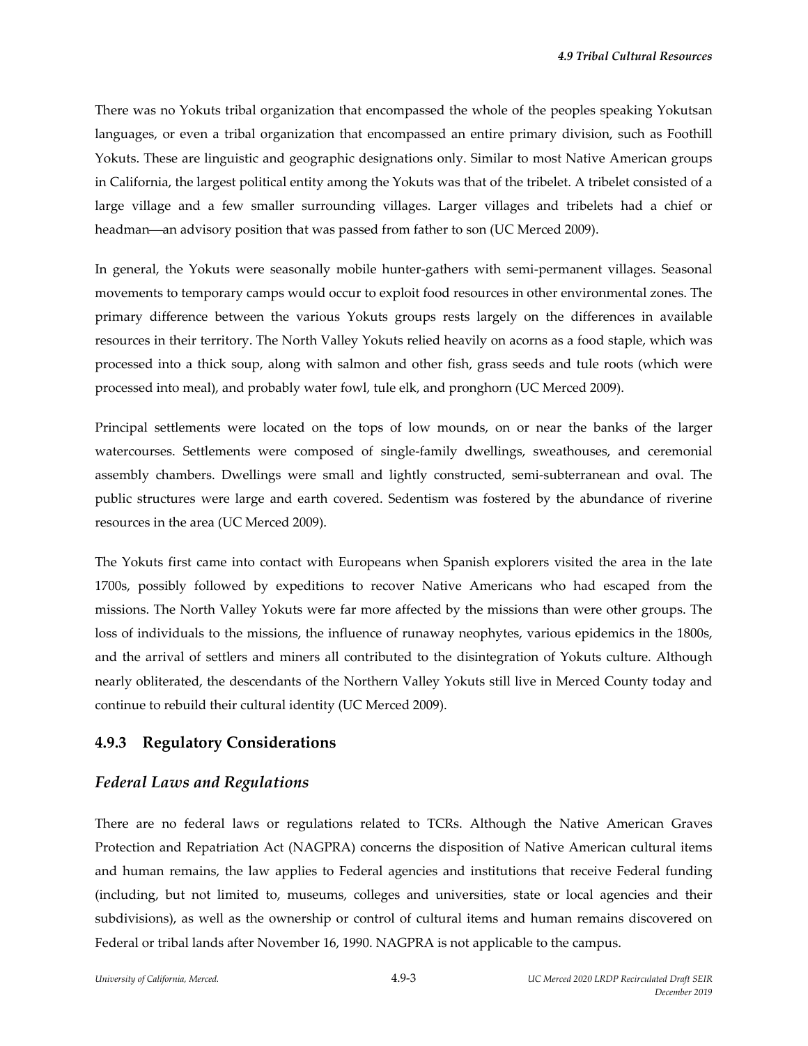There was no Yokuts tribal organization that encompassed the whole of the peoples speaking Yokutsan languages, or even a tribal organization that encompassed an entire primary division, such as Foothill Yokuts. These are linguistic and geographic designations only. Similar to most Native American groups in California, the largest political entity among the Yokuts was that of the tribelet. A tribelet consisted of a large village and a few smaller surrounding villages. Larger villages and tribelets had a chief or headman—an advisory position that was passed from father to son (UC Merced 2009).

In general, the Yokuts were seasonally mobile hunter-gathers with semi-permanent villages. Seasonal movements to temporary camps would occur to exploit food resources in other environmental zones. The primary difference between the various Yokuts groups rests largely on the differences in available resources in their territory. The North Valley Yokuts relied heavily on acorns as a food staple, which was processed into a thick soup, along with salmon and other fish, grass seeds and tule roots (which were processed into meal), and probably water fowl, tule elk, and pronghorn (UC Merced 2009).

Principal settlements were located on the tops of low mounds, on or near the banks of the larger watercourses. Settlements were composed of single-family dwellings, sweathouses, and ceremonial assembly chambers. Dwellings were small and lightly constructed, semi-subterranean and oval. The public structures were large and earth covered. Sedentism was fostered by the abundance of riverine resources in the area (UC Merced 2009).

The Yokuts first came into contact with Europeans when Spanish explorers visited the area in the late 1700s, possibly followed by expeditions to recover Native Americans who had escaped from the missions. The North Valley Yokuts were far more affected by the missions than were other groups. The loss of individuals to the missions, the influence of runaway neophytes, various epidemics in the 1800s, and the arrival of settlers and miners all contributed to the disintegration of Yokuts culture. Although nearly obliterated, the descendants of the Northern Valley Yokuts still live in Merced County today and continue to rebuild their cultural identity (UC Merced 2009).

## 4.9.3 Regulatory Considerations

### *Federal Laws and Regulations*

There are no federal laws or regulations related to TCRs. Although the Native American Graves Protection and Repatriation Act (NAGPRA) concerns the disposition of Native American cultural items and human remains, the law applies to Federal agencies and institutions that receive Federal funding (including, but not limited to, museums, colleges and universities, state or local agencies and their subdivisions), as well as the ownership or control of cultural items and human remains discovered on Federal or tribal lands after November 16, 1990. NAGPRA is not applicable to the campus.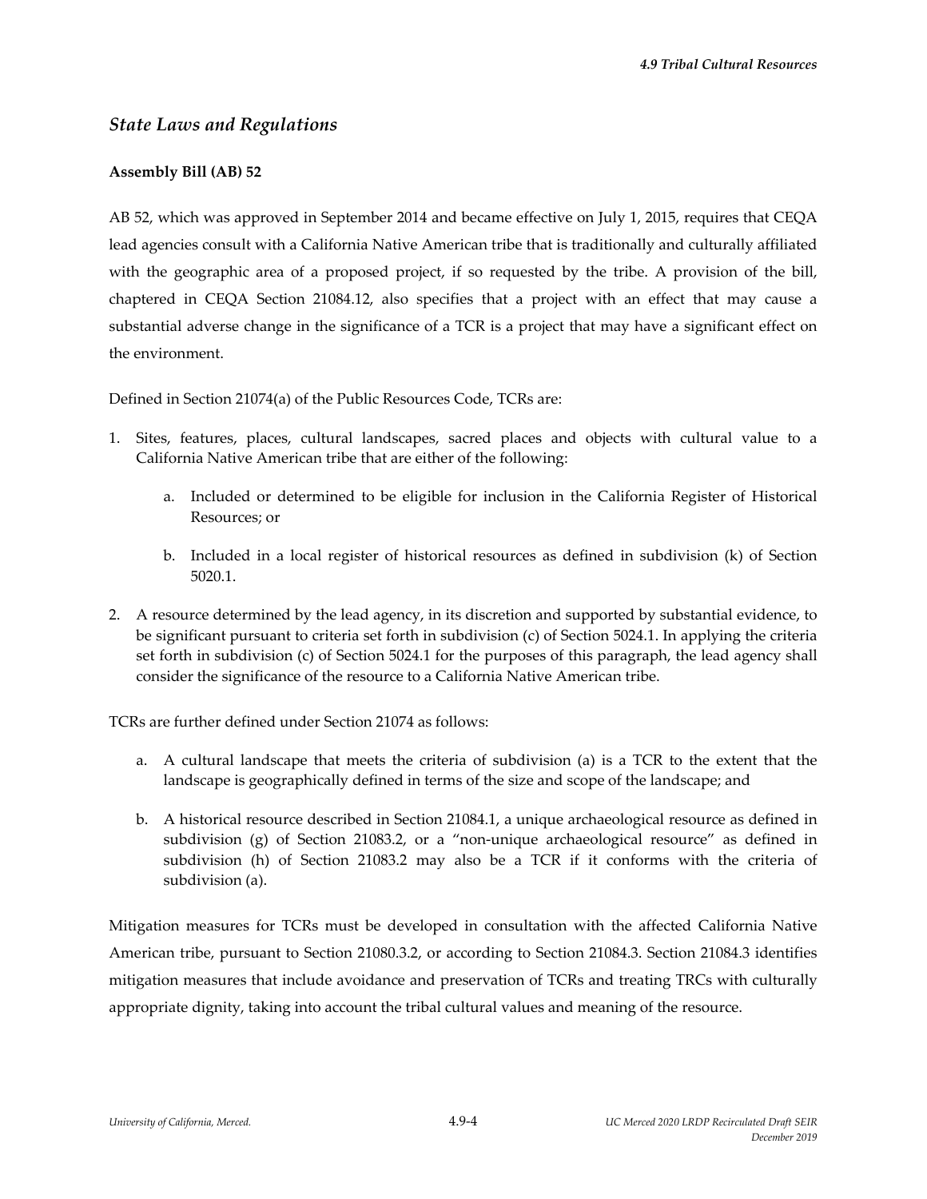## *State Laws and Regulations*

**Assembly Bill (AB) 52**

AB 52, which was approved in September 2014 and became effective on July 1, 2015, requires that CEQA lead agencies consult with a California Native American tribe that is traditionally and culturally affiliated with the geographic area of a proposed project, if so requested by the tribe. A provision of the bill, chaptered in CEQA Section 21084.12, also specifies that a project with an effect that may cause a substantial adverse change in the significance of a TCR is a project that may have a significant effect on the environment.

Defined in Section 21074(a) of the Public Resources Code, TCRs are:

1. Sites, features, places, cultural landscapes, sacred places and objects with cultural value to a California Native American tribe that are either of the following:

    a. Included or determined to be eligible for inclusion in the California Register of Historical Resources; or

    b. Included in a local register of historical resources as defined in subdivision (k) of Section 5020.1.

2. A resource determined by the lead agency, in its discretion and supported by substantial evidence, to be significant pursuant to criteria set forth in subdivision (c) of Section 5024.1. In applying the criteria set forth in subdivision (c) of Section 5024.1 for the purposes of this paragraph, the lead agency shall consider the significance of the resource to a California Native American tribe.

TCRs are further defined under Section 21074 as follows:

a. A cultural landscape that meets the criteria of subdivision (a) is a TCR to the extent that the landscape is geographically defined in terms of the size and scope of the landscape; and

b. A historical resource described in Section 21084.1, a unique archaeological resource as defined in subdivision (g) of Section 21083.2, or a "non-unique archaeological resource" as defined in subdivision (h) of Section 21083.2 may also be a TCR if it conforms with the criteria of subdivision (a).

Mitigation measures for TCRs must be developed in consultation with the affected California Native American tribe, pursuant to Section 21080.3.2, or according to Section 21084.3. Section 21084.3 identifies mitigation measures that include avoidance and preservation of TCRs and treating TRCs with culturally appropriate dignity, taking into account the tribal cultural values and meaning of the resource.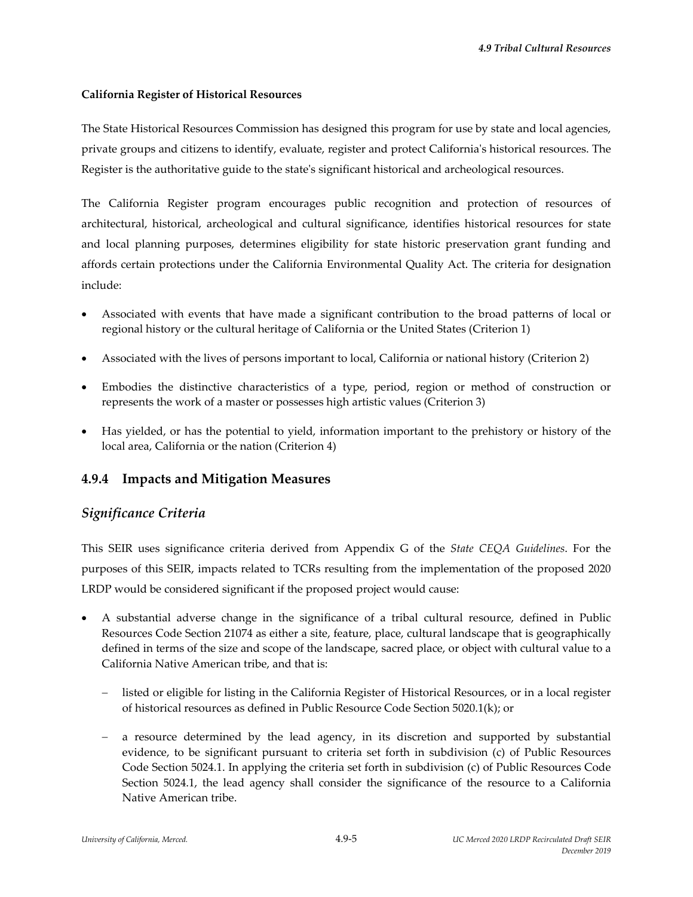**California Register of Historical Resources**

The State Historical Resources Commission has designed this program for use by state and local agencies, private groups and citizens to identify, evaluate, register and protect California's historical resources. The Register is the authoritative guide to the state's significant historical and archeological resources.

The California Register program encourages public recognition and protection of resources of architectural, historical, archeological and cultural significance, identifies historical resources for state and local planning purposes, determines eligibility for state historic preservation grant funding and affords certain protections under the California Environmental Quality Act. The criteria for designation include:

- Associated with events that have made a significant contribution to the broad patterns of local or regional history or the cultural heritage of California or the United States (Criterion 1)
- Associated with the lives of persons important to local, California or national history (Criterion 2)
- Embodies the distinctive characteristics of a type, period, region or method of construction or represents the work of a master or possesses high artistic values (Criterion 3)
- Has yielded, or has the potential to yield, information important to the prehistory or history of the local area, California or the nation (Criterion 4)

## 4.9.4 Impacts and Mitigation Measures

### *Significance Criteria*

This SEIR uses significance criteria derived from Appendix G of the *State CEQA Guidelines*. For the purposes of this SEIR, impacts related to TCRs resulting from the implementation of the proposed 2020 LRDP would be considered significant if the proposed project would cause:

- A substantial adverse change in the significance of a tribal cultural resource, defined in Public Resources Code Section 21074 as either a site, feature, place, cultural landscape that is geographically defined in terms of the size and scope of the landscape, sacred place, or object with cultural value to a California Native American tribe, and that is:
  - listed or eligible for listing in the California Register of Historical Resources, or in a local register of historical resources as defined in Public Resource Code Section 5020.1(k); or
  - a resource determined by the lead agency, in its discretion and supported by substantial evidence, to be significant pursuant to criteria set forth in subdivision (c) of Public Resources Code Section 5024.1. In applying the criteria set forth in subdivision (c) of Public Resources Code Section 5024.1, the lead agency shall consider the significance of the resource to a California Native American tribe.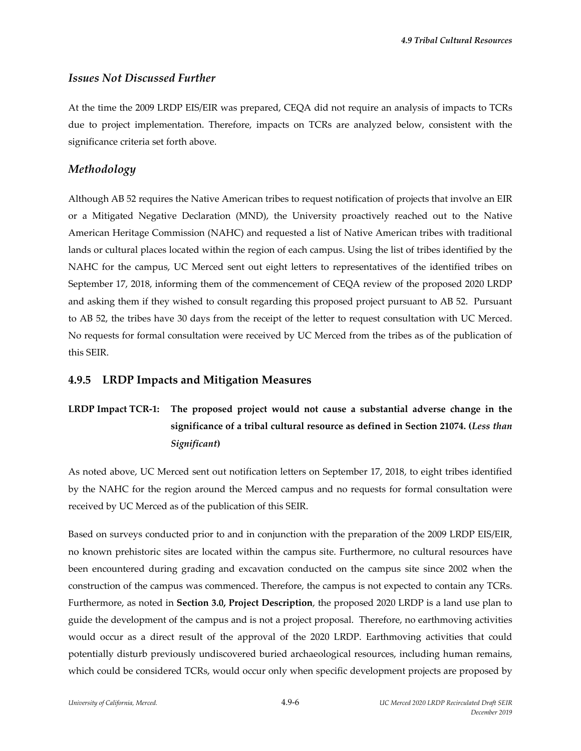### *Issues Not Discussed Further*

At the time the 2009 LRDP EIS/EIR was prepared, CEQA did not require an analysis of impacts to TCRs due to project implementation. Therefore, impacts on TCRs are analyzed below, consistent with the significance criteria set forth above.

### *Methodology*

Although AB 52 requires the Native American tribes to request notification of projects that involve an EIR or a Mitigated Negative Declaration (MND), the University proactively reached out to the Native American Heritage Commission (NAHC) and requested a list of Native American tribes with traditional lands or cultural places located within the region of each campus. Using the list of tribes identified by the NAHC for the campus, UC Merced sent out eight letters to representatives of the identified tribes on September 17, 2018, informing them of the commencement of CEQA review of the proposed 2020 LRDP and asking them if they wished to consult regarding this proposed project pursuant to AB 52. Pursuant to AB 52, the tribes have 30 days from the receipt of the letter to request consultation with UC Merced. No requests for formal consultation were received by UC Merced from the tribes as of the publication of this SEIR.

## 4.9.5 LRDP Impacts and Mitigation Measures

**LRDP Impact TCR-1: The proposed project would not cause a substantial adverse change in the significance of a tribal cultural resource as defined in Section 21074. (*Less than Significant*)**

As noted above, UC Merced sent out notification letters on September 17, 2018, to eight tribes identified by the NAHC for the region around the Merced campus and no requests for formal consultation were received by UC Merced as of the publication of this SEIR.

Based on surveys conducted prior to and in conjunction with the preparation of the 2009 LRDP EIS/EIR, no known prehistoric sites are located within the campus site. Furthermore, no cultural resources have been encountered during grading and excavation conducted on the campus site since 2002 when the construction of the campus was commenced. Therefore, the campus is not expected to contain any TCRs. Furthermore, as noted in **Section 3.0, Project Description**, the proposed 2020 LRDP is a land use plan to guide the development of the campus and is not a project proposal. Therefore, no earthmoving activities would occur as a direct result of the approval of the 2020 LRDP. Earthmoving activities that could potentially disturb previously undiscovered buried archaeological resources, including human remains, which could be considered TCRs, would occur only when specific development projects are proposed by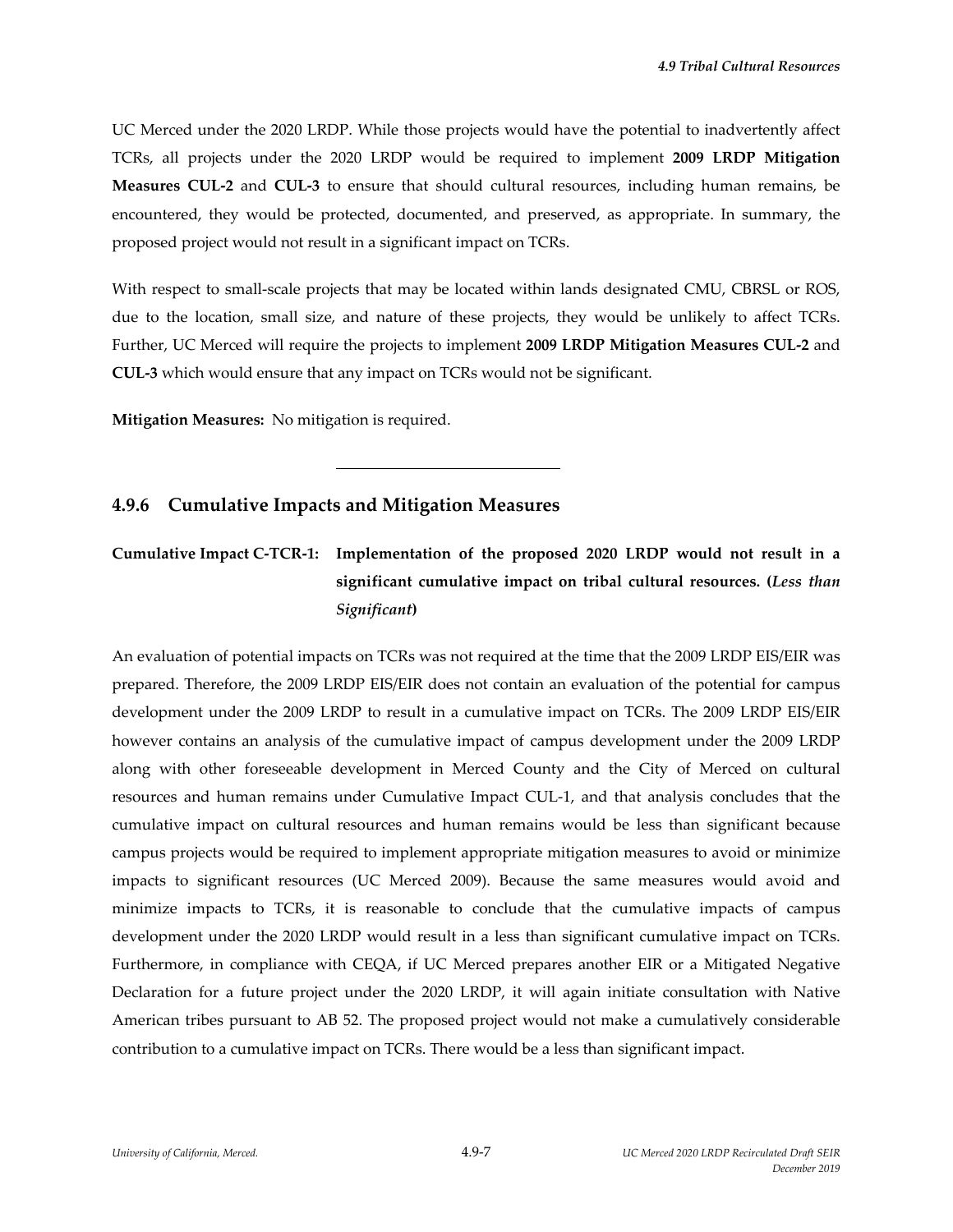UC Merced under the 2020 LRDP. While those projects would have the potential to inadvertently affect TCRs, all projects under the 2020 LRDP would be required to implement **2009 LRDP Mitigation Measures CUL-2** and **CUL-3** to ensure that should cultural resources, including human remains, be encountered, they would be protected, documented, and preserved, as appropriate. In summary, the proposed project would not result in a significant impact on TCRs.

With respect to small-scale projects that may be located within lands designated CMU, CBRSL or ROS, due to the location, small size, and nature of these projects, they would be unlikely to affect TCRs. Further, UC Merced will require the projects to implement **2009 LRDP Mitigation Measures CUL-2** and **CUL-3** which would ensure that any impact on TCRs would not be significant.

**Mitigation Measures:** No mitigation is required.

---

### 4.9.6 Cumulative Impacts and Mitigation Measures

**Cumulative Impact C-TCR-1: Implementation of the proposed 2020 LRDP would not result in a significant cumulative impact on tribal cultural resources. (*Less than Significant*)**

An evaluation of potential impacts on TCRs was not required at the time that the 2009 LRDP EIS/EIR was prepared. Therefore, the 2009 LRDP EIS/EIR does not contain an evaluation of the potential for campus development under the 2009 LRDP to result in a cumulative impact on TCRs. The 2009 LRDP EIS/EIR however contains an analysis of the cumulative impact of campus development under the 2009 LRDP along with other foreseeable development in Merced County and the City of Merced on cultural resources and human remains under Cumulative Impact CUL-1, and that analysis concludes that the cumulative impact on cultural resources and human remains would be less than significant because campus projects would be required to implement appropriate mitigation measures to avoid or minimize impacts to significant resources (UC Merced 2009). Because the same measures would avoid and minimize impacts to TCRs, it is reasonable to conclude that the cumulative impacts of campus development under the 2020 LRDP would result in a less than significant cumulative impact on TCRs. Furthermore, in compliance with CEQA, if UC Merced prepares another EIR or a Mitigated Negative Declaration for a future project under the 2020 LRDP, it will again initiate consultation with Native American tribes pursuant to AB 52. The proposed project would not make a cumulatively considerable contribution to a cumulative impact on TCRs. There would be a less than significant impact.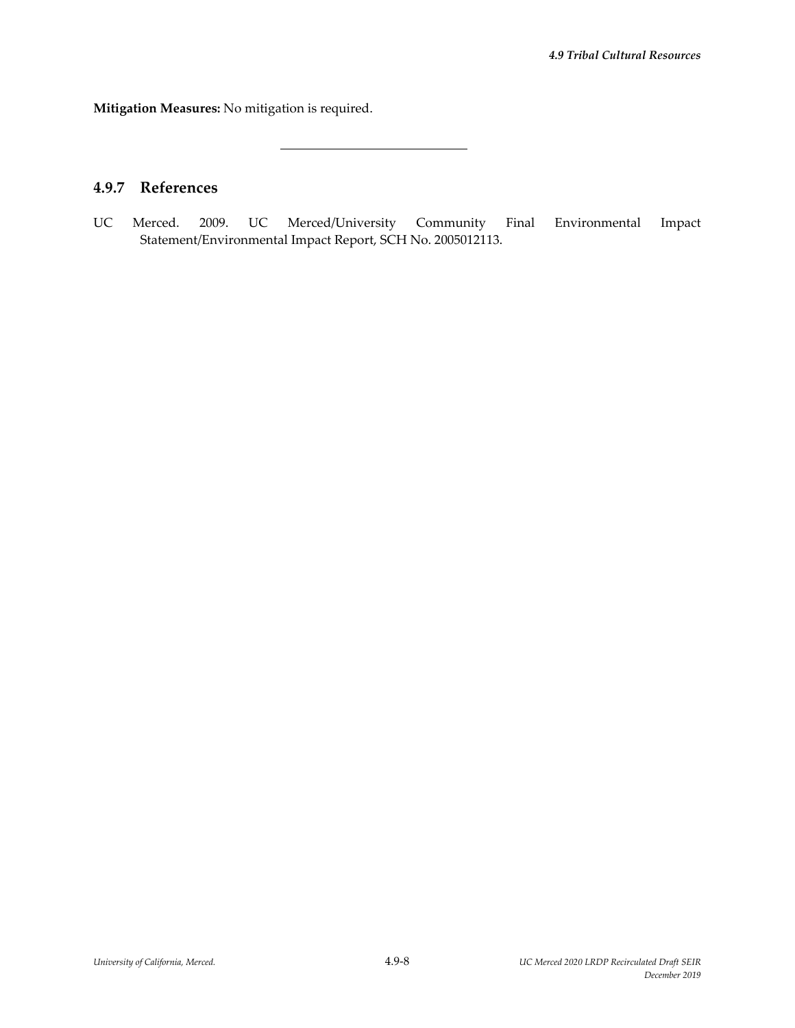**Mitigation Measures:** No mitigation is required.

---

### 4.9.7 References

UC Merced. 2009. UC Merced/University Community Final Environmental Impact Statement/Environmental Impact Report, SCH No. 2005012113.